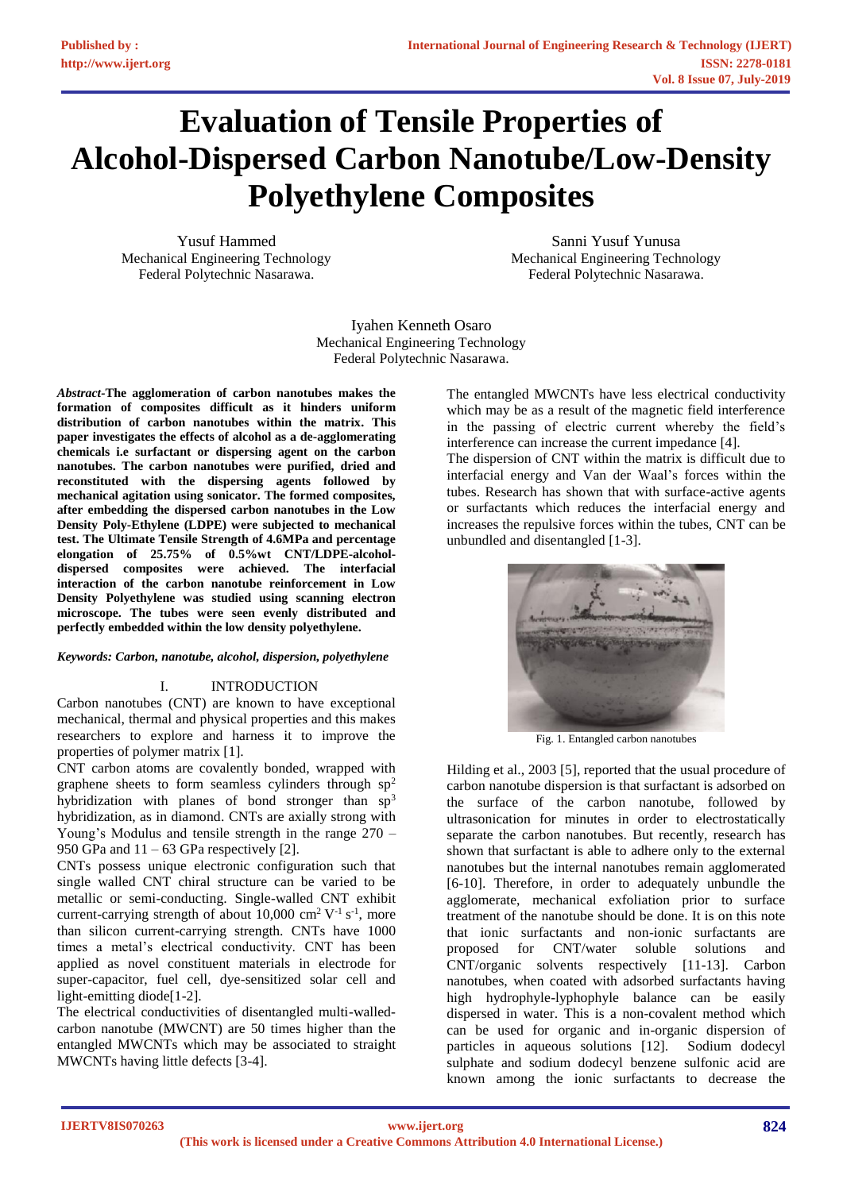# Evaluation of Tensile Properties of Alcohol-Dispersed Carbon Nanotube/Low-Density Polyethylene Composites

Yusuf Hammed
Mechanical Engineering Technology
Federal Polytechnic Nasarawa.

Sanni Yusuf Yunusa
Mechanical Engineering Technology
Federal Polytechnic Nasarawa.

Iyahen Kenneth Osaro
Mechanical Engineering Technology
Federal Polytechnic Nasarawa.

***Abstract*-The agglomeration of carbon nanotubes makes the formation of composites difficult as it hinders uniform distribution of carbon nanotubes within the matrix. This paper investigates the effects of alcohol as a de-agglomerating chemicals i.e surfactant or dispersing agent on the carbon nanotubes. The carbon nanotubes were purified, dried and reconstituted with the dispersing agents followed by mechanical agitation using sonicator. The formed composites, after embedding the dispersed carbon nanotubes in the Low Density Poly-Ethylene (LDPE) were subjected to mechanical test. The Ultimate Tensile Strength of 4.6MPa and percentage elongation of 25.75% of 0.5%wt CNT/LDPE-alcohol-dispersed composites were achieved. The interfacial interaction of the carbon nanotube reinforcement in Low Density Polyethylene was studied using scanning electron microscope. The tubes were seen evenly distributed and perfectly embedded within the low density polyethylene.**

***Keywords: Carbon, nanotube, alcohol, dispersion, polyethylene***

## I. INTRODUCTION

Carbon nanotubes (CNT) are known to have exceptional mechanical, thermal and physical properties and this makes researchers to explore and harness it to improve the properties of polymer matrix [1].

CNT carbon atoms are covalently bonded, wrapped with graphene sheets to form seamless cylinders through $sp^2$ hybridization with planes of bond stronger than $sp^3$ hybridization, as in diamond. CNTs are axially strong with Young's Modulus and tensile strength in the range 270 – 950 GPa and 11 – 63 GPa respectively [2].

CNTs possess unique electronic configuration such that single walled CNT chiral structure can be varied to be metallic or semi-conducting. Single-walled CNT exhibit current-carrying strength of about 10,000 $cm^2 V^{-1} s^{-1}$, more than silicon current-carrying strength. CNTs have 1000 times a metal's electrical conductivity. CNT has been applied as novel constituent materials in electrode for super-capacitor, fuel cell, dye-sensitized solar cell and light-emitting diode[1-2].

The electrical conductivities of disentangled multi-walled-carbon nanotube (MWCNT) are 50 times higher than the entangled MWCNTs which may be associated to straight MWCNTs having little defects [3-4].

The entangled MWCNTs have less electrical conductivity which may be as a result of the magnetic field interference in the passing of electric current whereby the field's interference can increase the current impedance [4].

The dispersion of CNT within the matrix is difficult due to interfacial energy and Van der Waal's forces within the tubes. Research has shown that with surface-active agents or surfactants which reduces the interfacial energy and increases the repulsive forces within the tubes, CNT can be unbundled and disentangled [1-3].

Fig. 1. Entangled carbon nanotubes

Hilding et al., 2003 [5], reported that the usual procedure of carbon nanotube dispersion is that surfactant is adsorbed on the surface of the carbon nanotube, followed by ultrasonication for minutes in order to electrostatically separate the carbon nanotubes. But recently, research has shown that surfactant is able to adhere only to the external nanotubes but the internal nanotubes remain agglomerated [6-10]. Therefore, in order to adequately unbundle the agglomerate, mechanical exfoliation prior to surface treatment of the nanotube should be done. It is on this note that ionic surfactants and non-ionic surfactants are proposed for CNT/water soluble solutions and CNT/organic solvents respectively [11-13]. Carbon nanotubes, when coated with adsorbed surfactants having high hydrophyle-lyphophyle balance can be easily dispersed in water. This is a non-covalent method which can be used for organic and in-organic dispersion of particles in aqueous solutions [12]. Sodium dodecyl sulphate and sodium dodecyl benzene sulfonic acid are known among the ionic surfactants to decrease the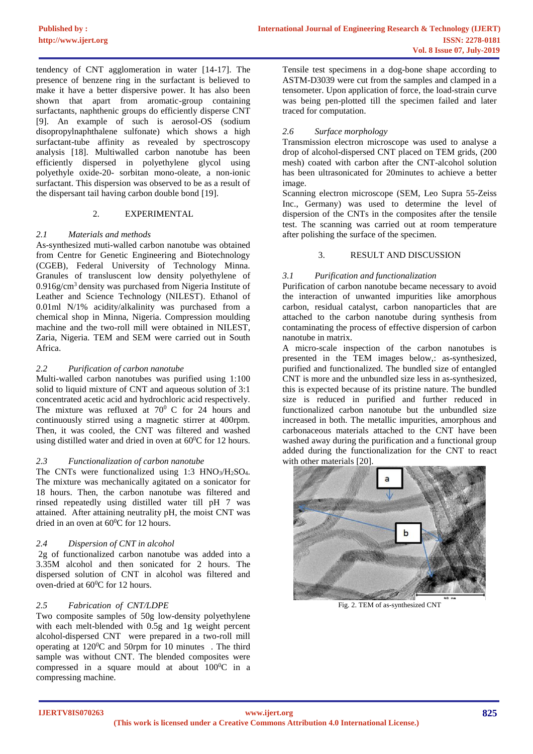tendency of CNT agglomeration in water [14-17]. The presence of benzene ring in the surfactant is believed to make it have a better dispersive power. It has also been shown that apart from aromatic-group containing surfactants, naphthenic groups do efficiently disperse CNT [9]. An example of such is aerosol-OS (sodium disopropylnaphthalene sulfonate) which shows a high surfactant-tube affinity as revealed by spectroscopy analysis [18]. Multiwalled carbon nanotube has been efficiently dispersed in polyethylene glycol using polyethyle oxide-20- sorbitan mono-oleate, a non-ionic surfactant. This dispersion was observed to be as a result of the dispersant tail having carbon double bond [19].

## 2. EXPERIMENTAL

### *2.1 Materials and methods*

As-synthesized muti-walled carbon nanotube was obtained from Centre for Genetic Engineering and Biotechnology (CGEB), Federal University of Technology Minna. Granules of transluscent low density polyethylene of $0.916g/cm^3$ density was purchased from Nigeria Institute of Leather and Science Technology (NILEST). Ethanol of 0.01ml N/1% acidity/alkalinity was purchased from a chemical shop in Minna, Nigeria. Compression moulding machine and the two-roll mill were obtained in NILEST, Zaria, Nigeria. TEM and SEM were carried out in South Africa.

### *2.2 Purification of carbon nanotube*

Multi-walled carbon nanotubes was purified using 1:100 solid to liquid mixture of CNT and aqueous solution of 3:1 concentrated acetic acid and hydrochloric acid respectively. The mixture was refluxed at $70^0$ C for 24 hours and continuously stirred using a magnetic stirrer at 400rpm. Then, it was cooled, the CNT was filtered and washed using distilled water and dried in oven at $60^0$C for 12 hours.

### *2.3 Functionalization of carbon nanotube*

The CNTs were functionalized using 1:3 $HNO_3/H_2SO_4$. The mixture was mechanically agitated on a sonicator for 18 hours. Then, the carbon nanotube was filtered and rinsed repeatedly using distilled water till pH 7 was attained. After attaining neutrality pH, the moist CNT was dried in an oven at $60^0$C for 12 hours.

### *2.4 Dispersion of CNT in alcohol*

2g of functionalized carbon nanotube was added into a 3.35M alcohol and then sonicated for 2 hours. The dispersed solution of CNT in alcohol was filtered and oven-dried at $60^0$C for 12 hours.

### *2.5 Fabrication of CNT/LDPE*

Two composite samples of 50g low-density polyethylene with each melt-blended with 0.5g and 1g weight percent alcohol-dispersed CNT were prepared in a two-roll mill operating at $120^0$C and 50rpm for 10 minutes . The third sample was without CNT. The blended composites were compressed in a square mould at about $100^0$C in a compressing machine.

Tensile test specimens in a dog-bone shape according to ASTM-D3039 were cut from the samples and clamped in a tensometer. Upon application of force, the load-strain curve was being pen-plotted till the specimen failed and later traced for computation.

### *2.6 Surface morphology*

Transmission electron microscope was used to analyse a drop of alcohol-dispersed CNT placed on TEM grids, (200 mesh) coated with carbon after the CNT-alcohol solution has been ultrasonicated for 20minutes to achieve a better image.

Scanning electron microscope (SEM, Leo Supra 55-Zeiss Inc., Germany) was used to determine the level of dispersion of the CNTs in the composites after the tensile test. The scanning was carried out at room temperature after polishing the surface of the specimen.

## 3. RESULT AND DISCUSSION

### *3.1 Purification and functionalization*

Purification of carbon nanotube became necessary to avoid the interaction of unwanted impurities like amorphous carbon, residual catalyst, carbon nanoparticles that are attached to the carbon nanotube during synthesis from contaminating the process of effective dispersion of carbon nanotube in matrix.

A micro-scale inspection of the carbon nanotubes is presented in the TEM images below,: as-synthesized, purified and functionalized. The bundled size of entangled CNT is more and the unbundled size less in as-synthesized, this is expected because of its pristine nature. The bundled size is reduced in purified and further reduced in functionalized carbon nanotube but the unbundled size increased in both. The metallic impurities, amorphous and carbonaceous materials attached to the CNT have been washed away during the purification and a functional group added during the functionalization for the CNT to react with other materials [20].

Fig. 2. TEM of as-synthesized CNT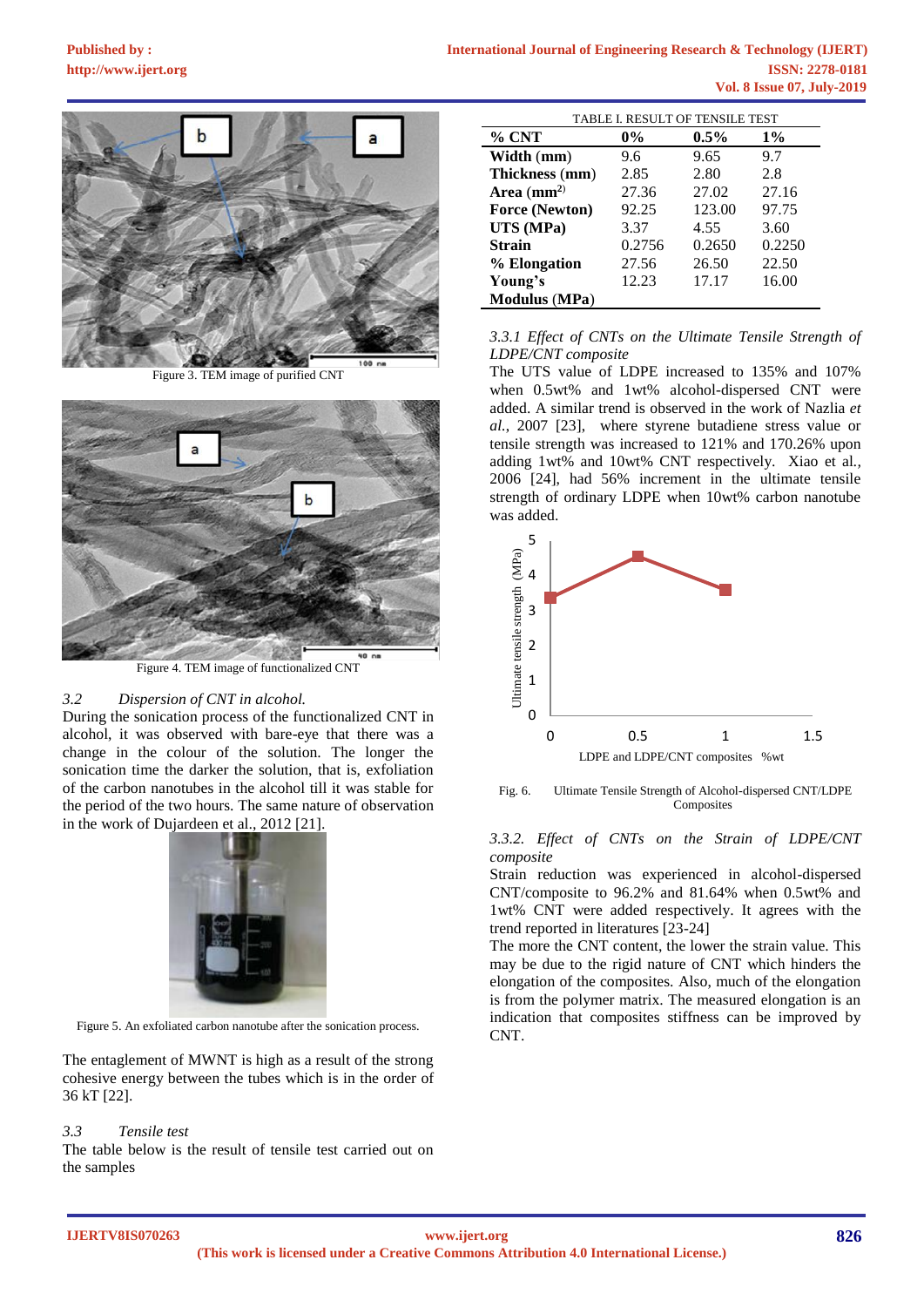Figure 3. TEM image of purified CNT

Figure 4. TEM image of functionalized CNT

### 3.2 Dispersion of CNT in alcohol.

During the sonication process of the functionalized CNT in alcohol, it was observed with bare-eye that there was a change in the colour of the solution. The longer the sonication time the darker the solution, that is, exfoliation of the carbon nanotubes in the alcohol till it was stable for the period of the two hours. The same nature of observation in the work of Dujardeen et al., 2012 [21].

Figure 5. An exfoliated carbon nanotube after the sonication process.

The entaglement of MWNT is high as a result of the strong cohesive energy between the tubes which is in the order of 36 kT [22].

### 3.3 Tensile test

The table below is the result of tensile test carried out on the samples

TABLE I. RESULT OF TENSILE TEST

| % CNT | 0% | 0.5% | 1% |
|---|---|---|---|
| Width (mm) | 9.6 | 9.65 | 9.7 |
| Thickness (mm) | 2.85 | 2.80 | 2.8 |
| Area ($mm^2$) | 27.36 | 27.02 | 27.16 |
| Force (Newton) | 92.25 | 123.00 | 97.75 |
| UTS (MPa) | 3.37 | 4.55 | 3.60 |
| Strain | 0.2756 | 0.2650 | 0.2250 |
| % Elongation | 27.56 | 26.50 | 22.50 |
| Young's Modulus (MPa) | 12.23 | 17.17 | 16.00 |

#### *3.3.1 Effect of CNTs on the Ultimate Tensile Strength of LDPE/CNT composite*

The UTS value of LDPE increased to 135% and 107% when 0.5wt% and 1wt% alcohol-dispersed CNT were added. A similar trend is observed in the work of Nazlia *et al.*, 2007 [23], where styrene butadiene stress value or tensile strength was increased to 121% and 170.26% upon adding 1wt% and 10wt% CNT respectively. Xiao et al., 2006 [24], had 56% increment in the ultimate tensile strength of ordinary LDPE when 10wt% carbon nanotube was added.

Fig. 6. Ultimate Tensile Strength of Alcohol-dispersed CNT/LDPE Composites

#### *3.3.2. Effect of CNTs on the Strain of LDPE/CNT composite*

Strain reduction was experienced in alcohol-dispersed CNT/composite to 96.2% and 81.64% when 0.5wt% and 1wt% CNT were added respectively. It agrees with the trend reported in literatures [23-24]

The more the CNT content, the lower the strain value. This may be due to the rigid nature of CNT which hinders the elongation of the composites. Also, much of the elongation is from the polymer matrix. The measured elongation is an indication that composites stiffness can be improved by CNT.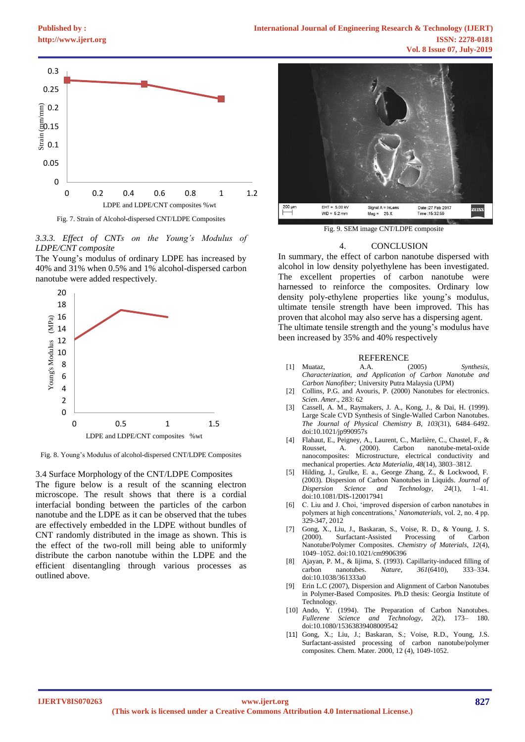Fig. 7. Strain of Alcohol-dispersed CNT/LDPE Composites

*3.3.3. Effect of CNTs on the Young's Modulus of LDPE/CNT composite*

The Young's modulus of ordinary LDPE has increased by 40% and 31% when 0.5% and 1% alcohol-dispersed carbon nanotube were added respectively.

Fig. 8. Young's Modulus of alcohol-dispersed CNT/LDPE Composites

3.4 Surface Morphology of the CNT/LDPE Composites

The figure below is a result of the scanning electron microscope. The result shows that there is a cordial interfacial bonding between the particles of the carbon nanotube and the LDPE as it can be observed that the tubes are effectively embedded in the LDPE without bundles of CNT randomly distributed in the image as shown. This is the effect of the two-roll mill being able to uniformly distribute the carbon nanotube within the LDPE and the efficient disentangling through various processes as outlined above.

Fig. 9. SEM image CNT/LDPE composite

## 4. CONCLUSION

In summary, the effect of carbon nanotube dispersed with alcohol in low density polyethylene has been investigated. The excellent properties of carbon nanotube were harnessed to reinforce the composites. Ordinary low density poly-ethylene properties like young's modulus, ultimate tensile strength have been improved. This has proven that alcohol may also serve has a dispersing agent. The ultimate tensile strength and the young's modulus have been increased by 35% and 40% respectively

## REFERENCE

[1] Muataz, A.A. (2005) *Synthesis, Characterization, and Application of Carbon Nanotube and Carbon Nanofiber;* University Putra Malaysia (UPM)

[2] Collins, P.G. and Avouris, P. (2000) Nanotubes for electronics. *Scien*. *Amer*., 283: 62

[3] Cassell, A. M., Raymakers, J. A., Kong, J., & Dai, H. (1999). Large Scale CVD Synthesis of Single-Walled Carbon Nanotubes. *The Journal of Physical Chemistry B*, *103*(31), 6484–6492. doi:10.1021/jp990957s

[4] Flahaut, E., Peigney, A., Laurent, C., Marlière, C., Chastel, F., & Rousset, A. (2000). Carbon nanotube-metal-oxide nanocomposites: Microstructure, electrical conductivity and mechanical properties. *Acta Materialia*, *48*(14), 3803–3812.

[5] Hilding, J., Grulke, E. a., George Zhang, Z., & Lockwood, F. (2003). Dispersion of Carbon Nanotubes in Liquids. *Journal of Dispersion Science and Technology*, *24*(1), 1–41. doi:10.1081/DIS-120017941

[6] C. Liu and J. Choi, 'improved dispersion of carbon nanotubes in polymers at high concentrations,' *Nanomaterials*, vol. 2, no. 4 pp. 329-347, 2012

[7] Gong, X., Liu, J., Baskaran, S., Voise, R. D., & Young, J. S. (2000). Surfactant-Assisted Processing of Carbon Nanotube/Polymer Composites. *Chemistry of Materials*, *12*(4), 1049–1052. doi:10.1021/cm9906396

[8] Ajayan, P. M., & Iijima, S. (1993). Capillarity-induced filling of carbon nanotubes. *Nature*, *361*(6410), 333–334. doi:10.1038/361333a0

[9] Erin L.C (2007), Dispersion and Alignment of Carbon Nanotubes in Polymer-Based Composites. Ph.D thesis: Georgia Institute of Technology.

[10] Ando, Y. (1994). The Preparation of Carbon Nanotubes. *Fullerene Science and Technology*, *2*(2), 173– 180. doi:10.1080/15363839408009542

[11] Gong, X.; Liu, J.; Baskaran, S.; Voise, R.D., Young, J.S. Surfactant-assisted processing of carbon nanotube/polymer composites. Chem. Mater. 2000, 12 (4), 1049-1052.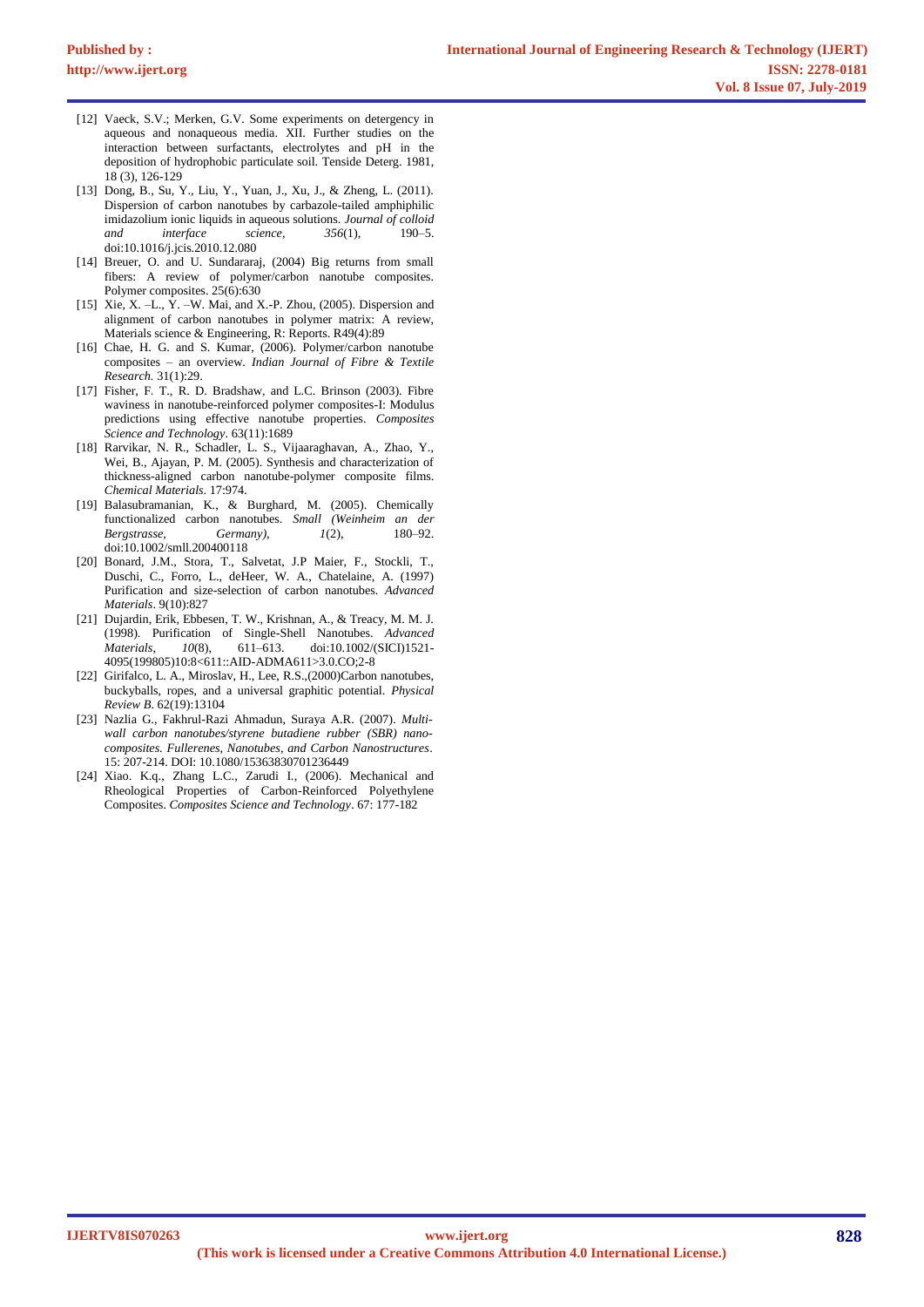[12] Vaeck, S.V.; Merken, G.V. Some experiments on detergency in aqueous and nonaqueous media. XII. Further studies on the interaction between surfactants, electrolytes and pH in the deposition of hydrophobic particulate soil. Tenside Deterg. 1981, 18 (3), 126-129

[13] Dong, B., Su, Y., Liu, Y., Yuan, J., Xu, J., & Zheng, L. (2011). Dispersion of carbon nanotubes by carbazole-tailed amphiphilic imidazolium ionic liquids in aqueous solutions. *Journal of colloid and interface science*, *356*(1), 190–5. doi:10.1016/j.jcis.2010.12.080

[14] Breuer, O. and U. Sundararaj, (2004) Big returns from small fibers: A review of polymer/carbon nanotube composites. Polymer composites. 25(6):630

[15] Xie, X. –L., Y. –W. Mai, and X.-P. Zhou, (2005). Dispersion and alignment of carbon nanotubes in polymer matrix: A review, Materials science & Engineering, R: Reports. R49(4):89

[16] Chae, H. G. and S. Kumar, (2006). Polymer/carbon nanotube composites – an overview. *Indian Journal of Fibre & Textile Research.* 31(1):29.

[17] Fisher, F. T., R. D. Bradshaw, and L.C. Brinson (2003). Fibre waviness in nanotube-reinforced polymer composites-I: Modulus predictions using effective nanotube properties. *Composites Science and Technology*. 63(11):1689

[18] Rarvikar, N. R., Schadler, L. S., Vijaaraghavan, A., Zhao, Y., Wei, B., Ajayan, P. M. (2005). Synthesis and characterization of thickness-aligned carbon nanotube-polymer composite films. *Chemical Materials*. 17:974.

[19] Balasubramanian, K., & Burghard, M. (2005). Chemically functionalized carbon nanotubes. *Small (Weinheim an der Bergstrasse, Germany)*, *1*(2), 180–92. doi:10.1002/smll.200400118

[20] Bonard, J.M., Stora, T., Salvetat, J.P Maier, F., Stockli, T., Duschi, C., Forro, L., deHeer, W. A., Chatelaine, A. (1997) Purification and size-selection of carbon nanotubes. *Advanced Materials*. 9(10):827

[21] Dujardin, Erik, Ebbesen, T. W., Krishnan, A., & Treacy, M. M. J. (1998). Purification of Single-Shell Nanotubes. *Advanced Materials*, *10*(8), 611–613. doi:10.1002/(SICI)1521-4095(199805)10:8<611::AID-ADMA611>3.0.CO;2-8

[22] Girifalco, L. A., Miroslav, H., Lee, R.S.,(2000)Carbon nanotubes, buckyballs, ropes, and a universal graphitic potential. *Physical Review B.* 62(19):13104

[23] Nazlia G., Fakhrul-Razi Ahmadun, Suraya A.R. (2007). *Multi-wall carbon nanotubes/styrene butadiene rubber (SBR) nano-composites. Fullerenes, Nanotubes, and Carbon Nanostructures*. 15: 207-214. DOI: 10.1080/15363830701236449

[24] Xiao. K.q., Zhang L.C., Zarudi I., (2006). Mechanical and Rheological Properties of Carbon-Reinforced Polyethylene Composites. *Composites Science and Technology*. 67: 177-182